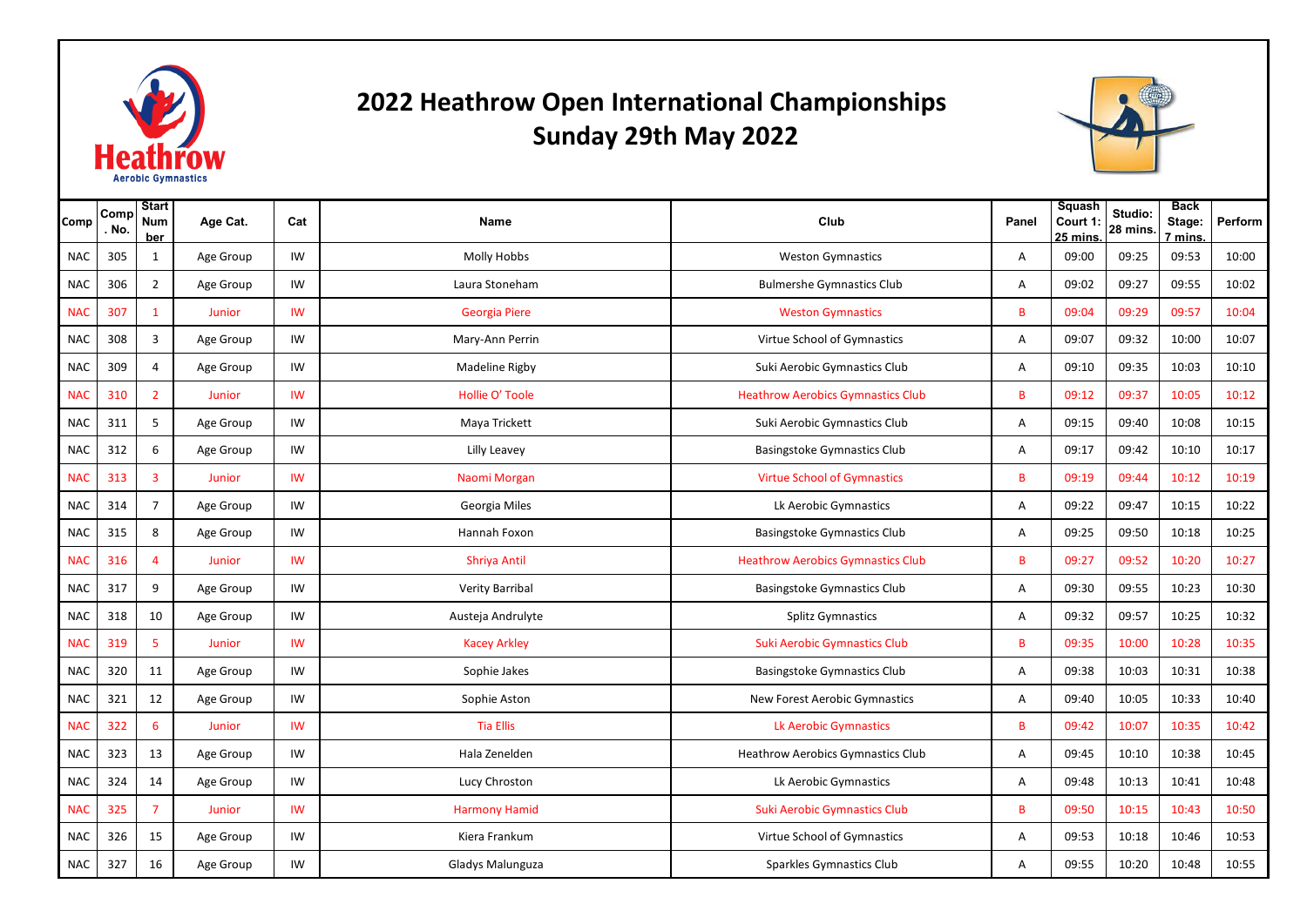# 2022 Heathrow Open International Championships
## Sunday 29th May 2022

| Comp | Comp. No. | Start Number | Age Cat. | Cat | Name | Club | Panel | Squash Court 1: 25 mins. | Studio: 28 mins. | Back Stage: 7 mins. | Perform |
|---|---|---|---|---|---|---|---|---|---|---|---|
| NAC | 305 | 1 | Age Group | IW | Molly Hobbs | Weston Gymnastics | A | 09:00 | 09:25 | 09:53 | 10:00 |
| NAC | 306 | 2 | Age Group | IW | Laura Stoneham | Bulmershe Gymnastics Club | A | 09:02 | 09:27 | 09:55 | 10:02 |
| NAC | 307 | 1 | Junior | IW | Georgia Piere | Weston Gymnastics | B | 09:04 | 09:29 | 09:57 | 10:04 |
| NAC | 308 | 3 | Age Group | IW | Mary-Ann Perrin | Virtue School of Gymnastics | A | 09:07 | 09:32 | 10:00 | 10:07 |
| NAC | 309 | 4 | Age Group | IW | Madeline Rigby | Suki Aerobic Gymnastics Club | A | 09:10 | 09:35 | 10:03 | 10:10 |
| NAC | 310 | 2 | Junior | IW | Hollie O' Toole | Heathrow Aerobics Gymnastics Club | B | 09:12 | 09:37 | 10:05 | 10:12 |
| NAC | 311 | 5 | Age Group | IW | Maya Trickett | Suki Aerobic Gymnastics Club | A | 09:15 | 09:40 | 10:08 | 10:15 |
| NAC | 312 | 6 | Age Group | IW | Lilly Leavey | Basingstoke Gymnastics Club | A | 09:17 | 09:42 | 10:10 | 10:17 |
| NAC | 313 | 3 | Junior | IW | Naomi Morgan | Virtue School of Gymnastics | B | 09:19 | 09:44 | 10:12 | 10:19 |
| NAC | 314 | 7 | Age Group | IW | Georgia Miles | Lk Aerobic Gymnastics | A | 09:22 | 09:47 | 10:15 | 10:22 |
| NAC | 315 | 8 | Age Group | IW | Hannah Foxon | Basingstoke Gymnastics Club | A | 09:25 | 09:50 | 10:18 | 10:25 |
| NAC | 316 | 4 | Junior | IW | Shriya Antil | Heathrow Aerobics Gymnastics Club | B | 09:27 | 09:52 | 10:20 | 10:27 |
| NAC | 317 | 9 | Age Group | IW | Verity Barribal | Basingstoke Gymnastics Club | A | 09:30 | 09:55 | 10:23 | 10:30 |
| NAC | 318 | 10 | Age Group | IW | Austeja Andrulyte | Splitz Gymnastics | A | 09:32 | 09:57 | 10:25 | 10:32 |
| NAC | 319 | 5 | Junior | IW | Kacey Arkley | Suki Aerobic Gymnastics Club | B | 09:35 | 10:00 | 10:28 | 10:35 |
| NAC | 320 | 11 | Age Group | IW | Sophie Jakes | Basingstoke Gymnastics Club | A | 09:38 | 10:03 | 10:31 | 10:38 |
| NAC | 321 | 12 | Age Group | IW | Sophie Aston | New Forest Aerobic Gymnastics | A | 09:40 | 10:05 | 10:33 | 10:40 |
| NAC | 322 | 6 | Junior | IW | Tia Ellis | Lk Aerobic Gymnastics | B | 09:42 | 10:07 | 10:35 | 10:42 |
| NAC | 323 | 13 | Age Group | IW | Hala Zenelden | Heathrow Aerobics Gymnastics Club | A | 09:45 | 10:10 | 10:38 | 10:45 |
| NAC | 324 | 14 | Age Group | IW | Lucy Chroston | Lk Aerobic Gymnastics | A | 09:48 | 10:13 | 10:41 | 10:48 |
| NAC | 325 | 7 | Junior | IW | Harmony Hamid | Suki Aerobic Gymnastics Club | B | 09:50 | 10:15 | 10:43 | 10:50 |
| NAC | 326 | 15 | Age Group | IW | Kiera Frankum | Virtue School of Gymnastics | A | 09:53 | 10:18 | 10:46 | 10:53 |
| NAC | 327 | 16 | Age Group | IW | Gladys Malunguza | Sparkles Gymnastics Club | A | 09:55 | 10:20 | 10:48 | 10:55 |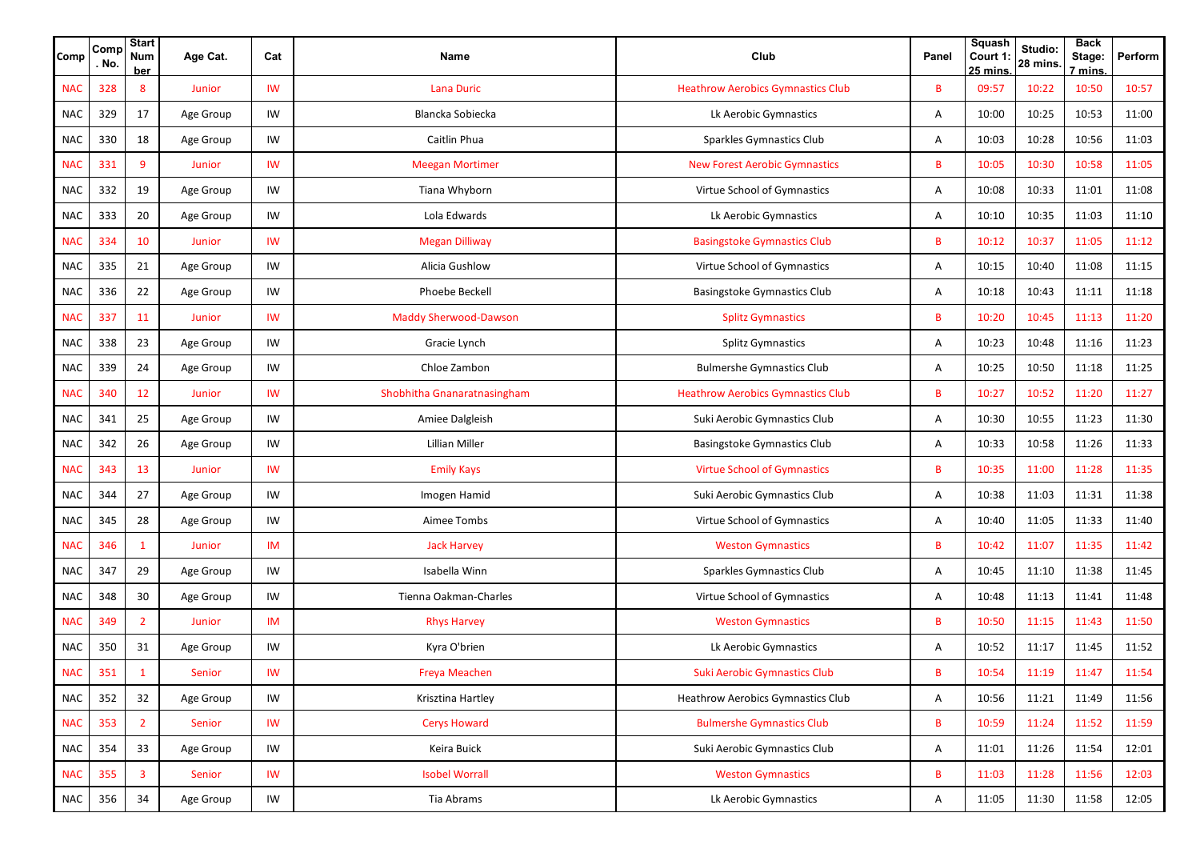| Comp | Comp. No. | Start Number | Age Cat. | Cat | Name | Club | Panel | Squash Court 1: 25 mins. | Studio: 28 mins. | Back Stage: 7 mins. | Perform |
|---|---|---|---|---|---|---|---|---|---|---|---|
| NAC | 328 | 8 | Junior | IW | Lana Duric | Heathrow Aerobics Gymnastics Club | B | 09:57 | 10:22 | 10:50 | 10:57 |
| NAC | 329 | 17 | Age Group | IW | Blancka Sobiecka | Lk Aerobic Gymnastics | A | 10:00 | 10:25 | 10:53 | 11:00 |
| NAC | 330 | 18 | Age Group | IW | Caitlin Phua | Sparkles Gymnastics Club | A | 10:03 | 10:28 | 10:56 | 11:03 |
| NAC | 331 | 9 | Junior | IW | Meegan Mortimer | New Forest Aerobic Gymnastics | B | 10:05 | 10:30 | 10:58 | 11:05 |
| NAC | 332 | 19 | Age Group | IW | Tiana Whyborn | Virtue School of Gymnastics | A | 10:08 | 10:33 | 11:01 | 11:08 |
| NAC | 333 | 20 | Age Group | IW | Lola Edwards | Lk Aerobic Gymnastics | A | 10:10 | 10:35 | 11:03 | 11:10 |
| NAC | 334 | 10 | Junior | IW | Megan Dilliway | Basingstoke Gymnastics Club | B | 10:12 | 10:37 | 11:05 | 11:12 |
| NAC | 335 | 21 | Age Group | IW | Alicia Gushlow | Virtue School of Gymnastics | A | 10:15 | 10:40 | 11:08 | 11:15 |
| NAC | 336 | 22 | Age Group | IW | Phoebe Beckell | Basingstoke Gymnastics Club | A | 10:18 | 10:43 | 11:11 | 11:18 |
| NAC | 337 | 11 | Junior | IW | Maddy Sherwood-Dawson | Splitz Gymnastics | B | 10:20 | 10:45 | 11:13 | 11:20 |
| NAC | 338 | 23 | Age Group | IW | Gracie Lynch | Splitz Gymnastics | A | 10:23 | 10:48 | 11:16 | 11:23 |
| NAC | 339 | 24 | Age Group | IW | Chloe Zambon | Bulmershe Gymnastics Club | A | 10:25 | 10:50 | 11:18 | 11:25 |
| NAC | 340 | 12 | Junior | IW | Shobhitha Gnanaratnasingham | Heathrow Aerobics Gymnastics Club | B | 10:27 | 10:52 | 11:20 | 11:27 |
| NAC | 341 | 25 | Age Group | IW | Amiee Dalgleish | Suki Aerobic Gymnastics Club | A | 10:30 | 10:55 | 11:23 | 11:30 |
| NAC | 342 | 26 | Age Group | IW | Lillian Miller | Basingstoke Gymnastics Club | A | 10:33 | 10:58 | 11:26 | 11:33 |
| NAC | 343 | 13 | Junior | IW | Emily Kays | Virtue School of Gymnastics | B | 10:35 | 11:00 | 11:28 | 11:35 |
| NAC | 344 | 27 | Age Group | IW | Imogen Hamid | Suki Aerobic Gymnastics Club | A | 10:38 | 11:03 | 11:31 | 11:38 |
| NAC | 345 | 28 | Age Group | IW | Aimee Tombs | Virtue School of Gymnastics | A | 10:40 | 11:05 | 11:33 | 11:40 |
| NAC | 346 | 1 | Junior | IM | Jack Harvey | Weston Gymnastics | B | 10:42 | 11:07 | 11:35 | 11:42 |
| NAC | 347 | 29 | Age Group | IW | Isabella Winn | Sparkles Gymnastics Club | A | 10:45 | 11:10 | 11:38 | 11:45 |
| NAC | 348 | 30 | Age Group | IW | Tienna Oakman-Charles | Virtue School of Gymnastics | A | 10:48 | 11:13 | 11:41 | 11:48 |
| NAC | 349 | 2 | Junior | IM | Rhys Harvey | Weston Gymnastics | B | 10:50 | 11:15 | 11:43 | 11:50 |
| NAC | 350 | 31 | Age Group | IW | Kyra O'brien | Lk Aerobic Gymnastics | A | 10:52 | 11:17 | 11:45 | 11:52 |
| NAC | 351 | 1 | Senior | IW | Freya Meachen | Suki Aerobic Gymnastics Club | B | 10:54 | 11:19 | 11:47 | 11:54 |
| NAC | 352 | 32 | Age Group | IW | Krisztina Hartley | Heathrow Aerobics Gymnastics Club | A | 10:56 | 11:21 | 11:49 | 11:56 |
| NAC | 353 | 2 | Senior | IW | Cerys Howard | Bulmershe Gymnastics Club | B | 10:59 | 11:24 | 11:52 | 11:59 |
| NAC | 354 | 33 | Age Group | IW | Keira Buick | Suki Aerobic Gymnastics Club | A | 11:01 | 11:26 | 11:54 | 12:01 |
| NAC | 355 | 3 | Senior | IW | Isobel Worrall | Weston Gymnastics | B | 11:03 | 11:28 | 11:56 | 12:03 |
| NAC | 356 | 34 | Age Group | IW | Tia Abrams | Lk Aerobic Gymnastics | A | 11:05 | 11:30 | 11:58 | 12:05 |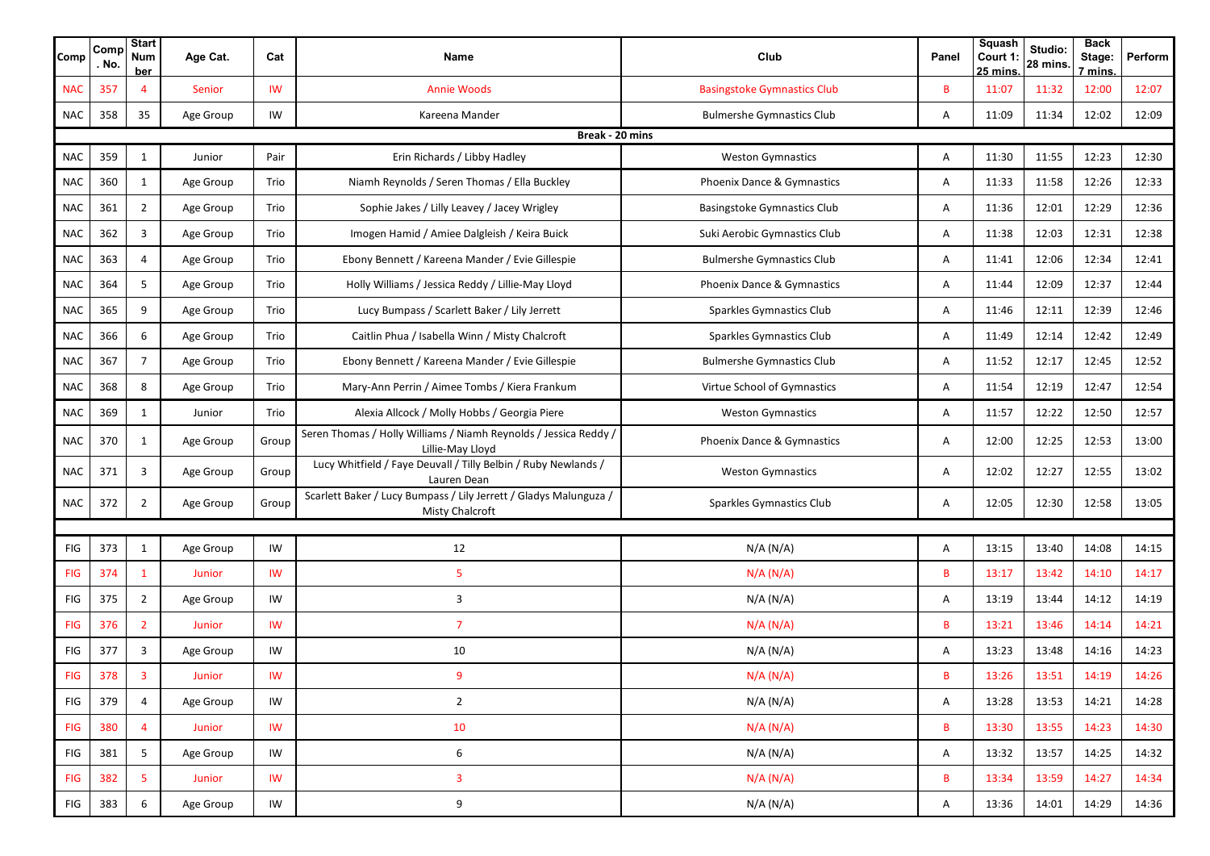| Comp | Comp. No. | Start Number | Age Cat. | Cat | Name | Club | Panel | Squash Court 1: 25 mins. | Studio: 28 mins. | Back Stage: 7 mins. | Perform |
|---|---|---|---|---|---|---|---|---|---|---|---|
| NAC | 357 | 4 | Senior | IW | Annie Woods | Basingstoke Gymnastics Club | B | 11:07 | 11:32 | 12:00 | 12:07 |
| NAC | 358 | 35 | Age Group | IW | Kareena Mander | Bulmershe Gymnastics Club | A | 11:09 | 11:34 | 12:02 | 12:09 |
| | | | | | Break - 20 mins | | | | | | |
| NAC | 359 | 1 | Junior | Pair | Erin Richards / Libby Hadley | Weston Gymnastics | A | 11:30 | 11:55 | 12:23 | 12:30 |
| NAC | 360 | 1 | Age Group | Trio | Niamh Reynolds / Seren Thomas / Ella Buckley | Phoenix Dance & Gymnastics | A | 11:33 | 11:58 | 12:26 | 12:33 |
| NAC | 361 | 2 | Age Group | Trio | Sophie Jakes / Lilly Leavey / Jacey Wrigley | Basingstoke Gymnastics Club | A | 11:36 | 12:01 | 12:29 | 12:36 |
| NAC | 362 | 3 | Age Group | Trio | Imogen Hamid / Amiee Dalgleish / Keira Buick | Suki Aerobic Gymnastics Club | A | 11:38 | 12:03 | 12:31 | 12:38 |
| NAC | 363 | 4 | Age Group | Trio | Ebony Bennett / Kareena Mander / Evie Gillespie | Bulmershe Gymnastics Club | A | 11:41 | 12:06 | 12:34 | 12:41 |
| NAC | 364 | 5 | Age Group | Trio | Holly Williams / Jessica Reddy / Lillie-May Lloyd | Phoenix Dance & Gymnastics | A | 11:44 | 12:09 | 12:37 | 12:44 |
| NAC | 365 | 9 | Age Group | Trio | Lucy Bumpass / Scarlett Baker / Lily Jerrett | Sparkles Gymnastics Club | A | 11:46 | 12:11 | 12:39 | 12:46 |
| NAC | 366 | 6 | Age Group | Trio | Caitlin Phua / Isabella Winn / Misty Chalcroft | Sparkles Gymnastics Club | A | 11:49 | 12:14 | 12:42 | 12:49 |
| NAC | 367 | 7 | Age Group | Trio | Ebony Bennett / Kareena Mander / Evie Gillespie | Bulmershe Gymnastics Club | A | 11:52 | 12:17 | 12:45 | 12:52 |
| NAC | 368 | 8 | Age Group | Trio | Mary-Ann Perrin / Aimee Tombs / Kiera Frankum | Virtue School of Gymnastics | A | 11:54 | 12:19 | 12:47 | 12:54 |
| NAC | 369 | 1 | Junior | Trio | Alexia Allcock / Molly Hobbs / Georgia Piere | Weston Gymnastics | A | 11:57 | 12:22 | 12:50 | 12:57 |
| NAC | 370 | 1 | Age Group | Group | Seren Thomas / Holly Williams / Niamh Reynolds / Jessica Reddy / Lillie-May Lloyd | Phoenix Dance & Gymnastics | A | 12:00 | 12:25 | 12:53 | 13:00 |
| NAC | 371 | 3 | Age Group | Group | Lucy Whitfield / Faye Deuvall / Tilly Belbin / Ruby Newlands / Lauren Dean | Weston Gymnastics | A | 12:02 | 12:27 | 12:55 | 13:02 |
| NAC | 372 | 2 | Age Group | Group | Scarlett Baker / Lucy Bumpass / Lily Jerrett / Gladys Malunguza / Misty Chalcroft | Sparkles Gymnastics Club | A | 12:05 | 12:30 | 12:58 | 13:05 |
| | | | | | | | | | | | |
| FIG | 373 | 1 | Age Group | IW | 12 | N/A (N/A) | A | 13:15 | 13:40 | 14:08 | 14:15 |
| FIG | 374 | 1 | Junior | IW | 5 | N/A (N/A) | B | 13:17 | 13:42 | 14:10 | 14:17 |
| FIG | 375 | 2 | Age Group | IW | 3 | N/A (N/A) | A | 13:19 | 13:44 | 14:12 | 14:19 |
| FIG | 376 | 2 | Junior | IW | 7 | N/A (N/A) | B | 13:21 | 13:46 | 14:14 | 14:21 |
| FIG | 377 | 3 | Age Group | IW | 10 | N/A (N/A) | A | 13:23 | 13:48 | 14:16 | 14:23 |
| FIG | 378 | 3 | Junior | IW | 9 | N/A (N/A) | B | 13:26 | 13:51 | 14:19 | 14:26 |
| FIG | 379 | 4 | Age Group | IW | 2 | N/A (N/A) | A | 13:28 | 13:53 | 14:21 | 14:28 |
| FIG | 380 | 4 | Junior | IW | 10 | N/A (N/A) | B | 13:30 | 13:55 | 14:23 | 14:30 |
| FIG | 381 | 5 | Age Group | IW | 6 | N/A (N/A) | A | 13:32 | 13:57 | 14:25 | 14:32 |
| FIG | 382 | 5 | Junior | IW | 3 | N/A (N/A) | B | 13:34 | 13:59 | 14:27 | 14:34 |
| FIG | 383 | 6 | Age Group | IW | 9 | N/A (N/A) | A | 13:36 | 14:01 | 14:29 | 14:36 |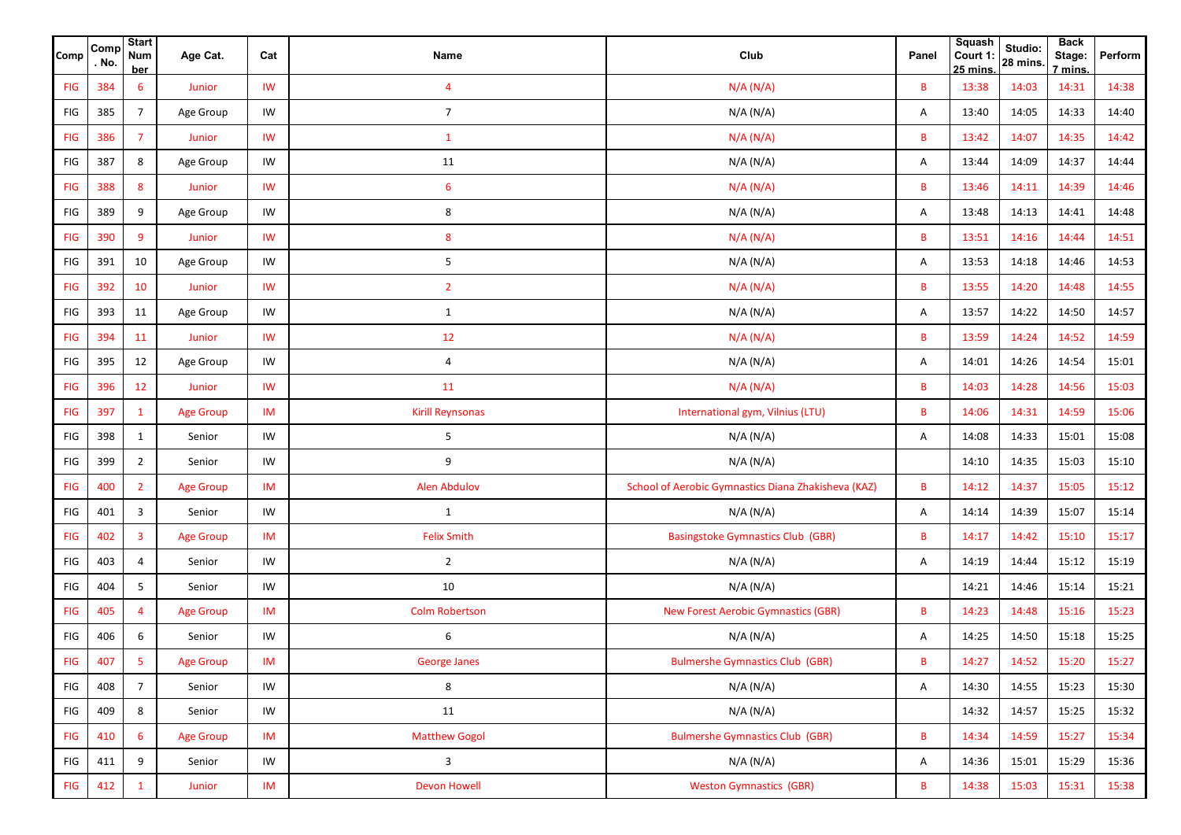| Comp | Comp. No. | Start Number | Age Cat. | Cat | Name | Club | Panel | Squash Court 1: 25 mins. | Studio: 28 mins. | Back Stage: 7 mins. | Perform |
|---|---|---|---|---|---|---|---|---|---|---|---|
| FIG | 384 | 6 | Junior | IW | 4 | N/A (N/A) | B | 13:38 | 14:03 | 14:31 | 14:38 |
| FIG | 385 | 7 | Age Group | IW | 7 | N/A (N/A) | A | 13:40 | 14:05 | 14:33 | 14:40 |
| FIG | 386 | 7 | Junior | IW | 1 | N/A (N/A) | B | 13:42 | 14:07 | 14:35 | 14:42 |
| FIG | 387 | 8 | Age Group | IW | 11 | N/A (N/A) | A | 13:44 | 14:09 | 14:37 | 14:44 |
| FIG | 388 | 8 | Junior | IW | 6 | N/A (N/A) | B | 13:46 | 14:11 | 14:39 | 14:46 |
| FIG | 389 | 9 | Age Group | IW | 8 | N/A (N/A) | A | 13:48 | 14:13 | 14:41 | 14:48 |
| FIG | 390 | 9 | Junior | IW | 8 | N/A (N/A) | B | 13:51 | 14:16 | 14:44 | 14:51 |
| FIG | 391 | 10 | Age Group | IW | 5 | N/A (N/A) | A | 13:53 | 14:18 | 14:46 | 14:53 |
| FIG | 392 | 10 | Junior | IW | 2 | N/A (N/A) | B | 13:55 | 14:20 | 14:48 | 14:55 |
| FIG | 393 | 11 | Age Group | IW | 1 | N/A (N/A) | A | 13:57 | 14:22 | 14:50 | 14:57 |
| FIG | 394 | 11 | Junior | IW | 12 | N/A (N/A) | B | 13:59 | 14:24 | 14:52 | 14:59 |
| FIG | 395 | 12 | Age Group | IW | 4 | N/A (N/A) | A | 14:01 | 14:26 | 14:54 | 15:01 |
| FIG | 396 | 12 | Junior | IW | 11 | N/A (N/A) | B | 14:03 | 14:28 | 14:56 | 15:03 |
| FIG | 397 | 1 | Age Group | IM | Kirill Reynsonas | International gym, Vilnius (LTU) | B | 14:06 | 14:31 | 14:59 | 15:06 |
| FIG | 398 | 1 | Senior | IW | 5 | N/A (N/A) | A | 14:08 | 14:33 | 15:01 | 15:08 |
| FIG | 399 | 2 | Senior | IW | 9 | N/A (N/A) | | 14:10 | 14:35 | 15:03 | 15:10 |
| FIG | 400 | 2 | Age Group | IM | Alen Abdulov | School of Aerobic Gymnastics Diana Zhakisheva (KAZ) | B | 14:12 | 14:37 | 15:05 | 15:12 |
| FIG | 401 | 3 | Senior | IW | 1 | N/A (N/A) | A | 14:14 | 14:39 | 15:07 | 15:14 |
| FIG | 402 | 3 | Age Group | IM | Felix Smith | Basingstoke Gymnastics Club (GBR) | B | 14:17 | 14:42 | 15:10 | 15:17 |
| FIG | 403 | 4 | Senior | IW | 2 | N/A (N/A) | A | 14:19 | 14:44 | 15:12 | 15:19 |
| FIG | 404 | 5 | Senior | IW | 10 | N/A (N/A) | | 14:21 | 14:46 | 15:14 | 15:21 |
| FIG | 405 | 4 | Age Group | IM | Colm Robertson | New Forest Aerobic Gymnastics (GBR) | B | 14:23 | 14:48 | 15:16 | 15:23 |
| FIG | 406 | 6 | Senior | IW | 6 | N/A (N/A) | A | 14:25 | 14:50 | 15:18 | 15:25 |
| FIG | 407 | 5 | Age Group | IM | George Janes | Bulmershe Gymnastics Club (GBR) | B | 14:27 | 14:52 | 15:20 | 15:27 |
| FIG | 408 | 7 | Senior | IW | 8 | N/A (N/A) | A | 14:30 | 14:55 | 15:23 | 15:30 |
| FIG | 409 | 8 | Senior | IW | 11 | N/A (N/A) | | 14:32 | 14:57 | 15:25 | 15:32 |
| FIG | 410 | 6 | Age Group | IM | Matthew Gogol | Bulmershe Gymnastics Club (GBR) | B | 14:34 | 14:59 | 15:27 | 15:34 |
| FIG | 411 | 9 | Senior | IW | 3 | N/A (N/A) | A | 14:36 | 15:01 | 15:29 | 15:36 |
| FIG | 412 | 1 | Junior | IM | Devon Howell | Weston Gymnastics (GBR) | B | 14:38 | 15:03 | 15:31 | 15:38 |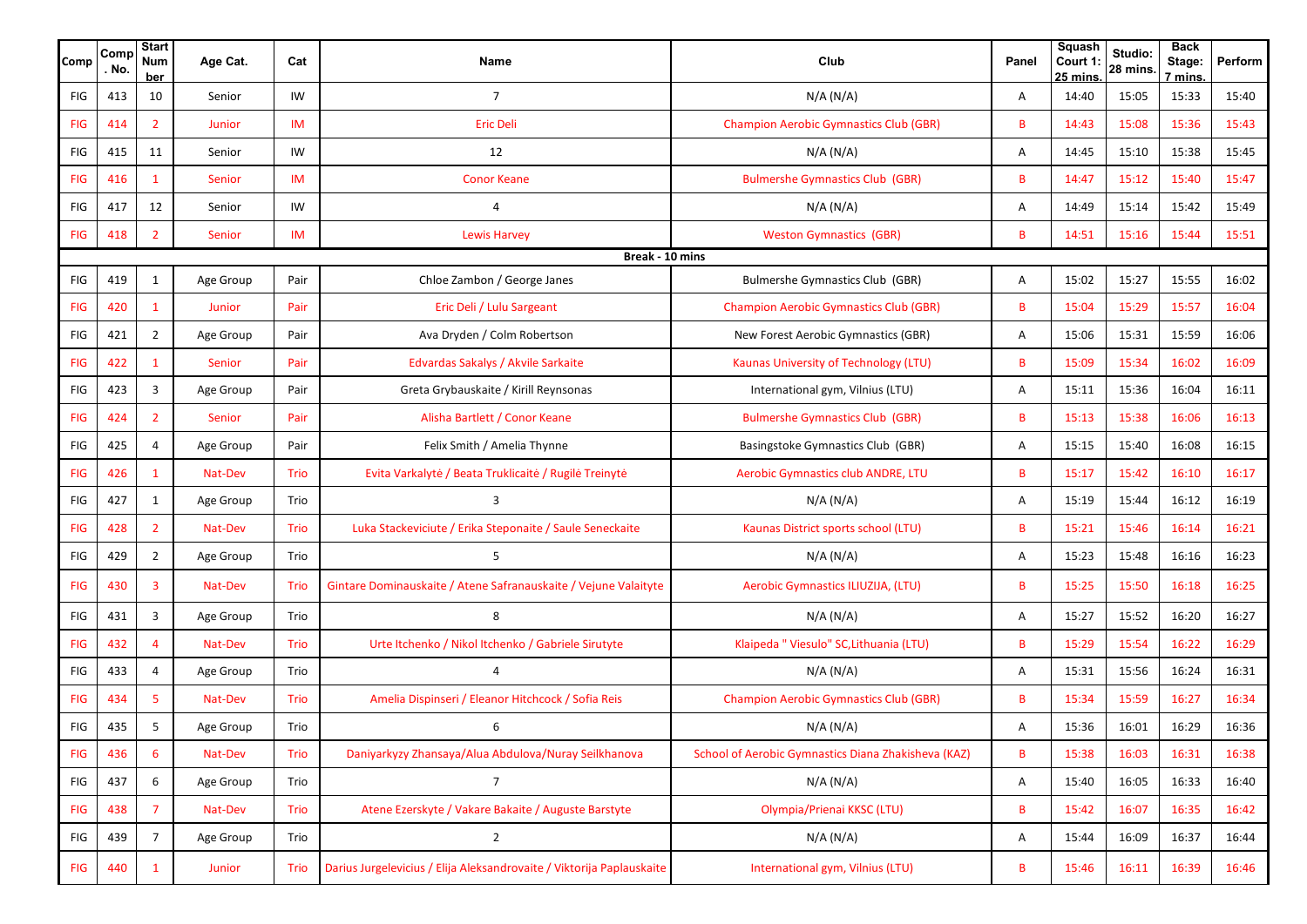| Comp | Comp. No. | Start Number | Age Cat. | Cat | Name | Club | Panel | Squash Court 1: 25 mins. | Studio: 28 mins. | Back Stage: 7 mins. | Perform |
|---|---|---|---|---|---|---|---|---|---|---|---|
| FIG | 413 | 10 | Senior | IW | 7 | N/A (N/A) | A | 14:40 | 15:05 | 15:33 | 15:40 |
| FIG | 414 | 2 | Junior | IM | Eric Deli | Champion Aerobic Gymnastics Club (GBR) | B | 14:43 | 15:08 | 15:36 | 15:43 |
| FIG | 415 | 11 | Senior | IW | 12 | N/A (N/A) | A | 14:45 | 15:10 | 15:38 | 15:45 |
| FIG | 416 | 1 | Senior | IM | Conor Keane | Bulmershe Gymnastics Club (GBR) | B | 14:47 | 15:12 | 15:40 | 15:47 |
| FIG | 417 | 12 | Senior | IW | 4 | N/A (N/A) | A | 14:49 | 15:14 | 15:42 | 15:49 |
| FIG | 418 | 2 | Senior | IM | Lewis Harvey | Weston Gymnastics (GBR) | B | 14:51 | 15:16 | 15:44 | 15:51 |
| Break - 10 mins | | | | | | | | | | | |
| FIG | 419 | 1 | Age Group | Pair | Chloe Zambon / George Janes | Bulmershe Gymnastics Club (GBR) | A | 15:02 | 15:27 | 15:55 | 16:02 |
| FIG | 420 | 1 | Junior | Pair | Eric Deli / Lulu Sargeant | Champion Aerobic Gymnastics Club (GBR) | B | 15:04 | 15:29 | 15:57 | 16:04 |
| FIG | 421 | 2 | Age Group | Pair | Ava Dryden / Colm Robertson | New Forest Aerobic Gymnastics (GBR) | A | 15:06 | 15:31 | 15:59 | 16:06 |
| FIG | 422 | 1 | Senior | Pair | Edvardas Sakalys / Akvile Sarkaite | Kaunas University of Technology (LTU) | B | 15:09 | 15:34 | 16:02 | 16:09 |
| FIG | 423 | 3 | Age Group | Pair | Greta Grybauskaite / Kirill Reynsonas | International gym, Vilnius (LTU) | A | 15:11 | 15:36 | 16:04 | 16:11 |
| FIG | 424 | 2 | Senior | Pair | Alisha Bartlett / Conor Keane | Bulmershe Gymnastics Club (GBR) | B | 15:13 | 15:38 | 16:06 | 16:13 |
| FIG | 425 | 4 | Age Group | Pair | Felix Smith / Amelia Thynne | Basingstoke Gymnastics Club (GBR) | A | 15:15 | 15:40 | 16:08 | 16:15 |
| FIG | 426 | 1 | Nat-Dev | Trio | Evita Varkalytė / Beata Truklicaitė / Rugilė Treinytė | Aerobic Gymnastics club ANDRE, LTU | B | 15:17 | 15:42 | 16:10 | 16:17 |
| FIG | 427 | 1 | Age Group | Trio | 3 | N/A (N/A) | A | 15:19 | 15:44 | 16:12 | 16:19 |
| FIG | 428 | 2 | Nat-Dev | Trio | Luka Stackeviciute / Erika Steponaite / Saule Seneckaite | Kaunas District sports school (LTU) | B | 15:21 | 15:46 | 16:14 | 16:21 |
| FIG | 429 | 2 | Age Group | Trio | 5 | N/A (N/A) | A | 15:23 | 15:48 | 16:16 | 16:23 |
| FIG | 430 | 3 | Nat-Dev | Trio | Gintare Dominauskaite / Atene Safranauskaite / Vejune Valaityte | Aerobic Gymnastics ILIUZIJA, (LTU) | B | 15:25 | 15:50 | 16:18 | 16:25 |
| FIG | 431 | 3 | Age Group | Trio | 8 | N/A (N/A) | A | 15:27 | 15:52 | 16:20 | 16:27 |
| FIG | 432 | 4 | Nat-Dev | Trio | Urte Itchenko / Nikol Itchenko / Gabriele Sirutyte | Klaipeda " Viesulo" SC,Lithuania (LTU) | B | 15:29 | 15:54 | 16:22 | 16:29 |
| FIG | 433 | 4 | Age Group | Trio | 4 | N/A (N/A) | A | 15:31 | 15:56 | 16:24 | 16:31 |
| FIG | 434 | 5 | Nat-Dev | Trio | Amelia Dispinseri / Eleanor Hitchcock / Sofia Reis | Champion Aerobic Gymnastics Club (GBR) | B | 15:34 | 15:59 | 16:27 | 16:34 |
| FIG | 435 | 5 | Age Group | Trio | 6 | N/A (N/A) | A | 15:36 | 16:01 | 16:29 | 16:36 |
| FIG | 436 | 6 | Nat-Dev | Trio | Daniyarkyzy Zhansaya/Alua Abdulova/Nuray Seilkhanova | School of Aerobic Gymnastics Diana Zhakisheva (KAZ) | B | 15:38 | 16:03 | 16:31 | 16:38 |
| FIG | 437 | 6 | Age Group | Trio | 7 | N/A (N/A) | A | 15:40 | 16:05 | 16:33 | 16:40 |
| FIG | 438 | 7 | Nat-Dev | Trio | Atene Ezerskyte / Vakare Bakaite / Auguste Barstyte | Olympia/Prienai KKSC (LTU) | B | 15:42 | 16:07 | 16:35 | 16:42 |
| FIG | 439 | 7 | Age Group | Trio | 2 | N/A (N/A) | A | 15:44 | 16:09 | 16:37 | 16:44 |
| FIG | 440 | 1 | Junior | Trio | Darius Jurgelevicius / Elija Aleksandrovaite / Viktorija Paplauskaite | International gym, Vilnius (LTU) | B | 15:46 | 16:11 | 16:39 | 16:46 |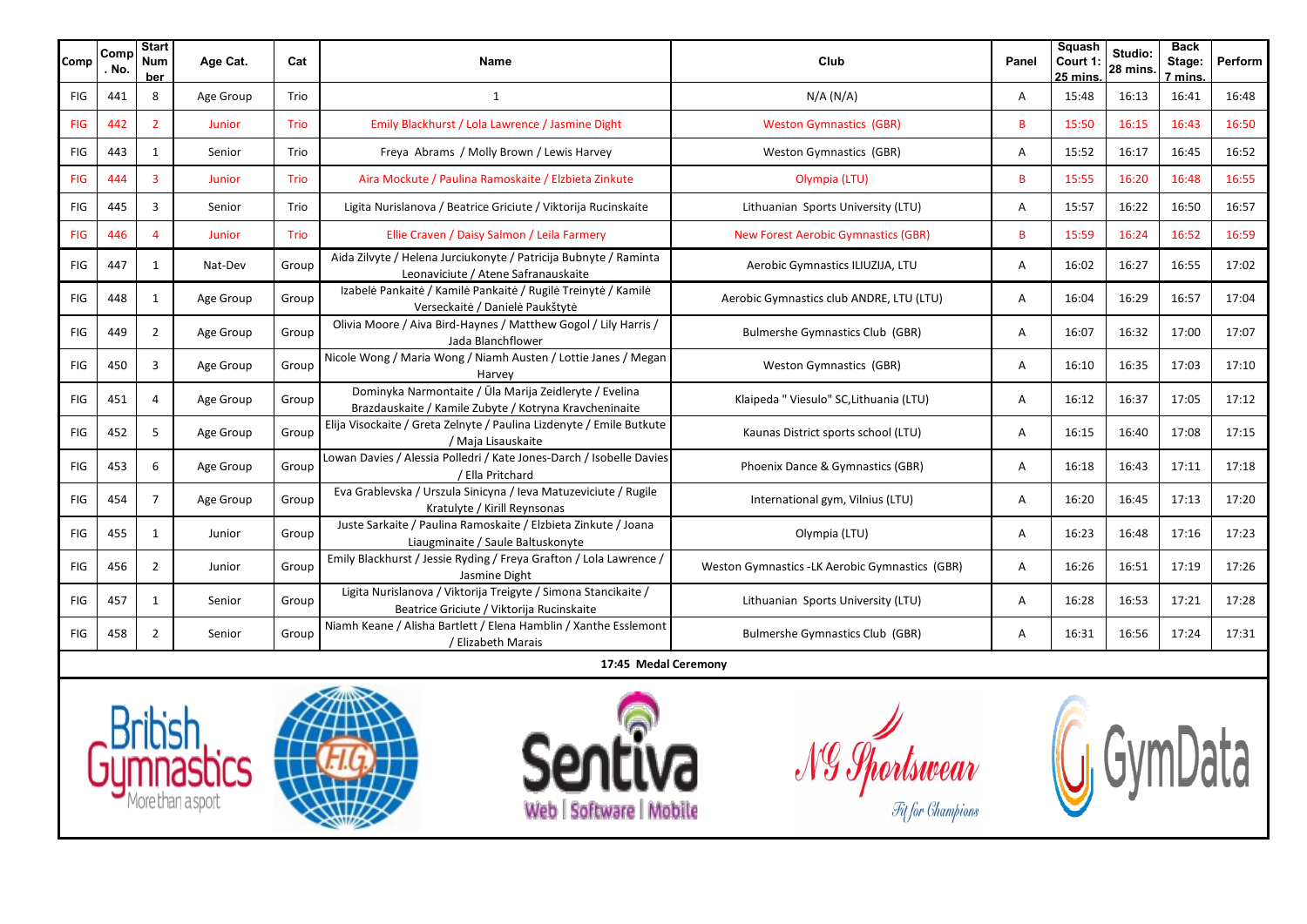| Comp | Comp. No. | Start Number | Age Cat. | Cat | Name | Club | Panel | Squash Court 1: 25 mins. | Studio: 28 mins. | Back Stage: 7 mins. | Perform |
|---|---|---|---|---|---|---|---|---|---|---|---|
| FIG | 441 | 8 | Age Group | Trio | 1 | N/A (N/A) | A | 15:48 | 16:13 | 16:41 | 16:48 |
| FIG | 442 | 2 | Junior | Trio | Emily Blackhurst / Lola Lawrence / Jasmine Dight | Weston Gymnastics (GBR) | B | 15:50 | 16:15 | 16:43 | 16:50 |
| FIG | 443 | 1 | Senior | Trio | Freya Abrams / Molly Brown / Lewis Harvey | Weston Gymnastics (GBR) | A | 15:52 | 16:17 | 16:45 | 16:52 |
| FIG | 444 | 3 | Junior | Trio | Aira Mockute / Paulina Ramoskaite / Elzbieta Zinkute | Olympia (LTU) | B | 15:55 | 16:20 | 16:48 | 16:55 |
| FIG | 445 | 3 | Senior | Trio | Ligita Nurislanova / Beatrice Griciute / Viktorija Rucinskaite | Lithuanian Sports University (LTU) | A | 15:57 | 16:22 | 16:50 | 16:57 |
| FIG | 446 | 4 | Junior | Trio | Ellie Craven / Daisy Salmon / Leila Farmery | New Forest Aerobic Gymnastics (GBR) | B | 15:59 | 16:24 | 16:52 | 16:59 |
| FIG | 447 | 1 | Nat-Dev | Group | Aida Zilvyte / Helena Jurciukonyte / Patricija Bubnyte / Raminta Leonaviciute / Atene Safranauskaite | Aerobic Gymnastics ILIUZIJA, LTU | A | 16:02 | 16:27 | 16:55 | 17:02 |
| FIG | 448 | 1 | Age Group | Group | Izabelė Pankaitė / Kamilė Pankaitė / Rugilė Treinytė / Kamilė Verseckaitė / Danielė Paukštytė | Aerobic Gymnastics club ANDRE, LTU (LTU) | A | 16:04 | 16:29 | 16:57 | 17:04 |
| FIG | 449 | 2 | Age Group | Group | Olivia Moore / Aiva Bird-Haynes / Matthew Gogol / Lily Harris / Jada Blanchflower | Bulmershe Gymnastics Club (GBR) | A | 16:07 | 16:32 | 17:00 | 17:07 |
| FIG | 450 | 3 | Age Group | Group | Nicole Wong / Maria Wong / Niamh Austen / Lottie Janes / Megan Harvey | Weston Gymnastics (GBR) | A | 16:10 | 16:35 | 17:03 | 17:10 |
| FIG | 451 | 4 | Age Group | Group | Dominyka Narmontaite / Ūla Marija Zeidleryte / Evelina Brazdauskaite / Kamile Zubyte / Kotryna Kravcheninaite | Klaipeda " Viesulo" SC,Lithuania (LTU) | A | 16:12 | 16:37 | 17:05 | 17:12 |
| FIG | 452 | 5 | Age Group | Group | Elija Visockaite / Greta Zelnyte / Paulina Lizdenyte / Emile Butkute / Maja Lisauskaite | Kaunas District sports school (LTU) | A | 16:15 | 16:40 | 17:08 | 17:15 |
| FIG | 453 | 6 | Age Group | Group | Lowan Davies / Alessia Polledri / Kate Jones-Darch / Isobelle Davies / Ella Pritchard | Phoenix Dance & Gymnastics (GBR) | A | 16:18 | 16:43 | 17:11 | 17:18 |
| FIG | 454 | 7 | Age Group | Group | Eva Grablevska / Urszula Sinicyna / Ieva Matuzeviciute / Rugile Kratulyte / Kirill Reynsonas | International gym, Vilnius (LTU) | A | 16:20 | 16:45 | 17:13 | 17:20 |
| FIG | 455 | 1 | Junior | Group | Juste Sarkaite / Paulina Ramoskaite / Elzbieta Zinkute / Joana Liaugminaite / Saule Baltuskonyte | Olympia (LTU) | A | 16:23 | 16:48 | 17:16 | 17:23 |
| FIG | 456 | 2 | Junior | Group | Emily Blackhurst / Jessie Ryding / Freya Grafton / Lola Lawrence / Jasmine Dight | Weston Gymnastics -LK Aerobic Gymnastics (GBR) | A | 16:26 | 16:51 | 17:19 | 17:26 |
| FIG | 457 | 1 | Senior | Group | Ligita Nurislanova / Viktorija Treigyte / Simona Stancikaite / Beatrice Griciute / Viktorija Rucinskaite | Lithuanian Sports University (LTU) | A | 16:28 | 16:53 | 17:21 | 17:28 |
| FIG | 458 | 2 | Senior | Group | Niamh Keane / Alisha Bartlett / Elena Hamblin / Xanthe Esslemont / Elizabeth Marais | Bulmershe Gymnastics Club (GBR) | A | 16:31 | 16:56 | 17:24 | 17:31 |

**17:45 Medal Ceremony**